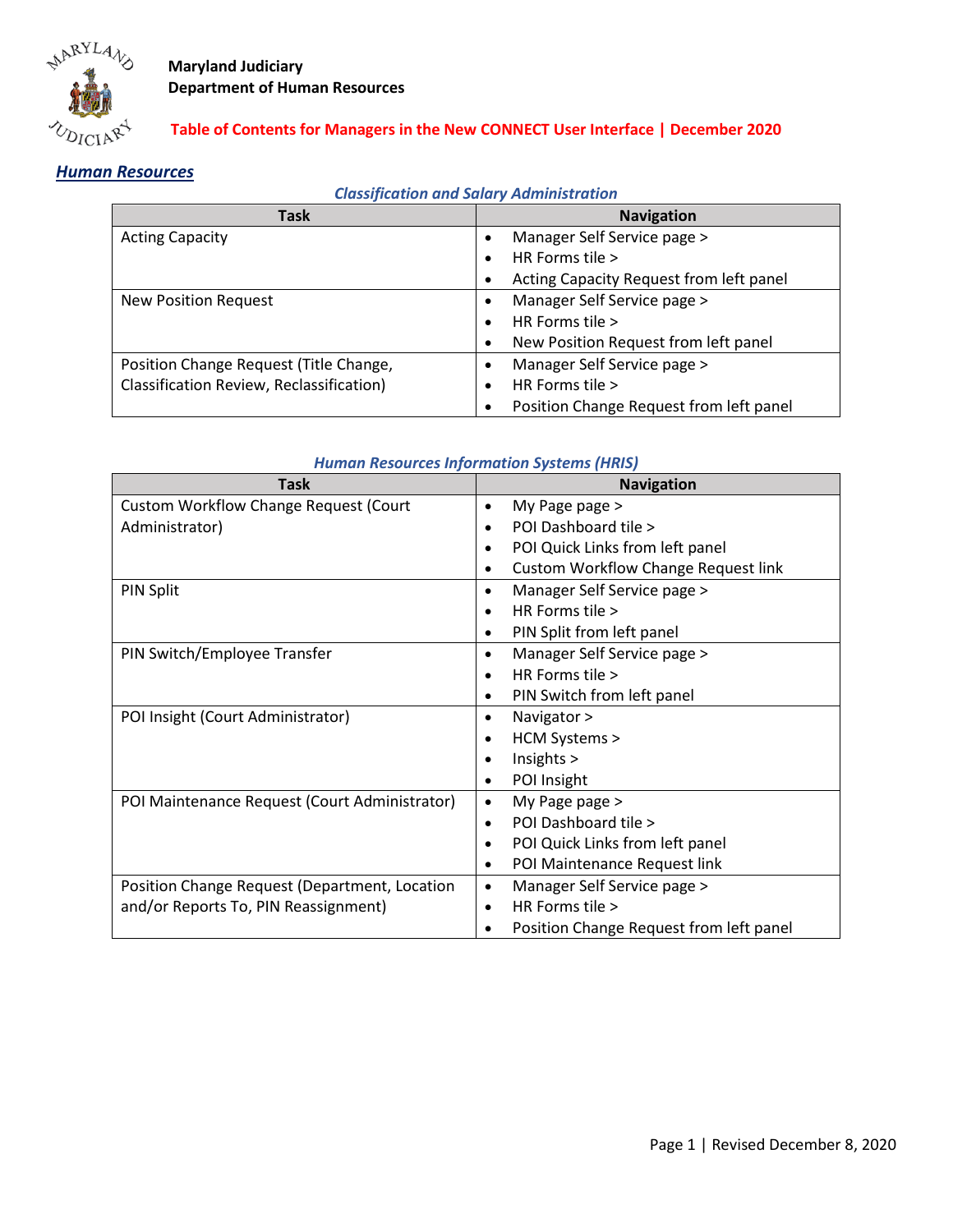**Maryland Judiciary**
**Department of Human Resources**

## Table of Contents for Managers in the New CONNECT User Interface | December 2020

# *Human Resources*

### *Classification and Salary Administration*

| Task | Navigation |
|---|---|
| Acting Capacity | • Manager Self Service page > <br> • HR Forms tile > <br> • Acting Capacity Request from left panel |
| New Position Request | • Manager Self Service page > <br> • HR Forms tile > <br> • New Position Request from left panel |
| Position Change Request (Title Change, Classification Review, Reclassification) | • Manager Self Service page > <br> • HR Forms tile > <br> • Position Change Request from left panel |

### *Human Resources Information Systems (HRIS)*

| Task | Navigation |
|---|---|
| Custom Workflow Change Request (Court Administrator) | • My Page page > <br> • POI Dashboard tile > <br> • POI Quick Links from left panel <br> • Custom Workflow Change Request link |
| PIN Split | • Manager Self Service page > <br> • HR Forms tile > <br> • PIN Split from left panel |
| PIN Switch/Employee Transfer | • Manager Self Service page > <br> • HR Forms tile > <br> • PIN Switch from left panel |
| POI Insight (Court Administrator) | • Navigator > <br> • HCM Systems > <br> • Insights > <br> • POI Insight |
| POI Maintenance Request (Court Administrator) | • My Page page > <br> • POI Dashboard tile > <br> • POI Quick Links from left panel <br> • POI Maintenance Request link |
| Position Change Request (Department, Location and/or Reports To, PIN Reassignment) | • Manager Self Service page > <br> • HR Forms tile > <br> • Position Change Request from left panel |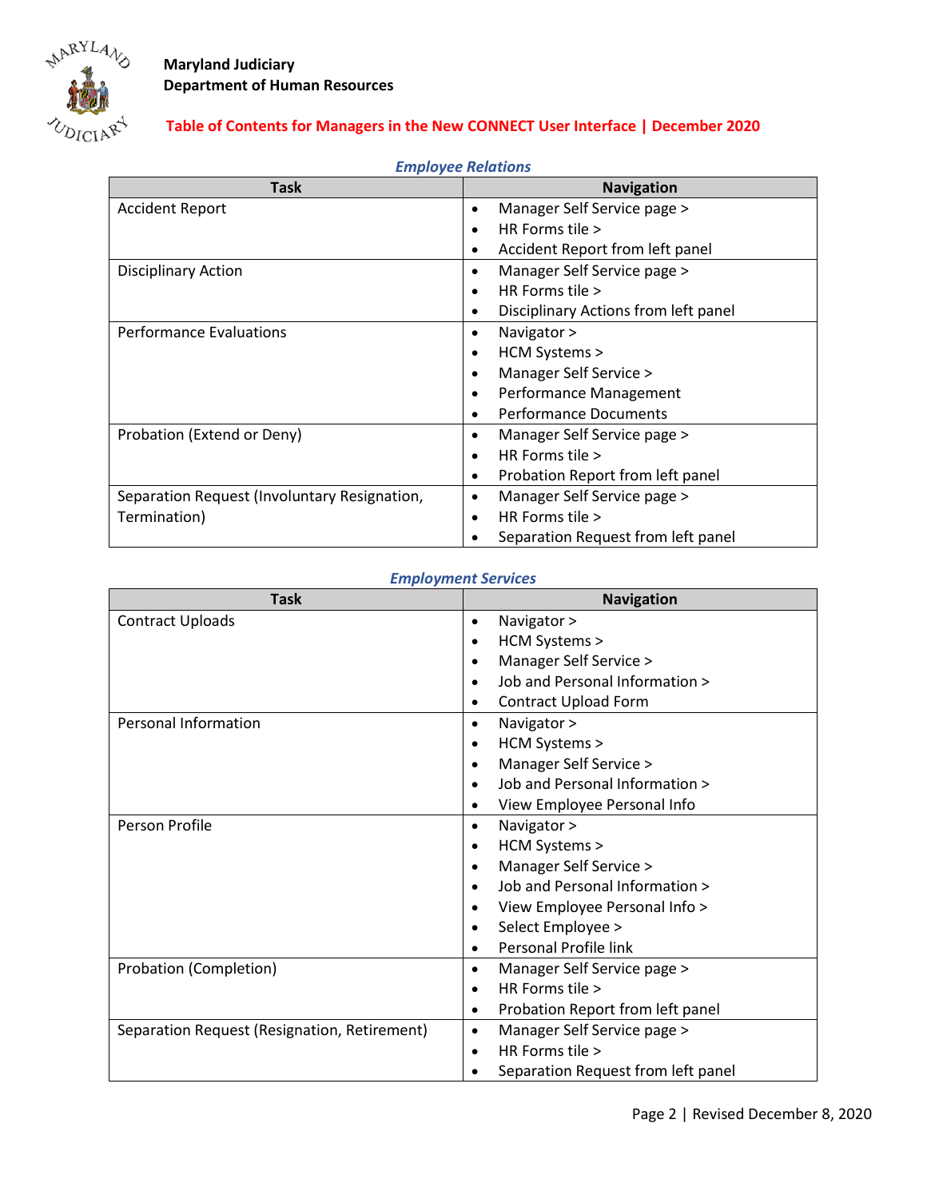**Maryland Judiciary**
**Department of Human Resources**

## Table of Contents for Managers in the New CONNECT User Interface | December 2020

### *Employee Relations*

| Task | Navigation |
|---|---|
| Accident Report | • Manager Self Service page > <br>• HR Forms tile > <br>• Accident Report from left panel |
| Disciplinary Action | • Manager Self Service page > <br>• HR Forms tile > <br>• Disciplinary Actions from left panel |
| Performance Evaluations | • Navigator > <br>• HCM Systems > <br>• Manager Self Service > <br>• Performance Management <br>• Performance Documents |
| Probation (Extend or Deny) | • Manager Self Service page > <br>• HR Forms tile > <br>• Probation Report from left panel |
| Separation Request (Involuntary Resignation, Termination) | • Manager Self Service page > <br>• HR Forms tile > <br>• Separation Request from left panel |

### *Employment Services*

| Task | Navigation |
|---|---|
| Contract Uploads | • Navigator > <br>• HCM Systems > <br>• Manager Self Service > <br>• Job and Personal Information > <br>• Contract Upload Form |
| Personal Information | • Navigator > <br>• HCM Systems > <br>• Manager Self Service > <br>• Job and Personal Information > <br>• View Employee Personal Info |
| Person Profile | • Navigator > <br>• HCM Systems > <br>• Manager Self Service > <br>• Job and Personal Information > <br>• View Employee Personal Info > <br>• Select Employee > <br>• Personal Profile link |
| Probation (Completion) | • Manager Self Service page > <br>• HR Forms tile > <br>• Probation Report from left panel |
| Separation Request (Resignation, Retirement) | • Manager Self Service page > <br>• HR Forms tile > <br>• Separation Request from left panel |

Revised December 8, 2020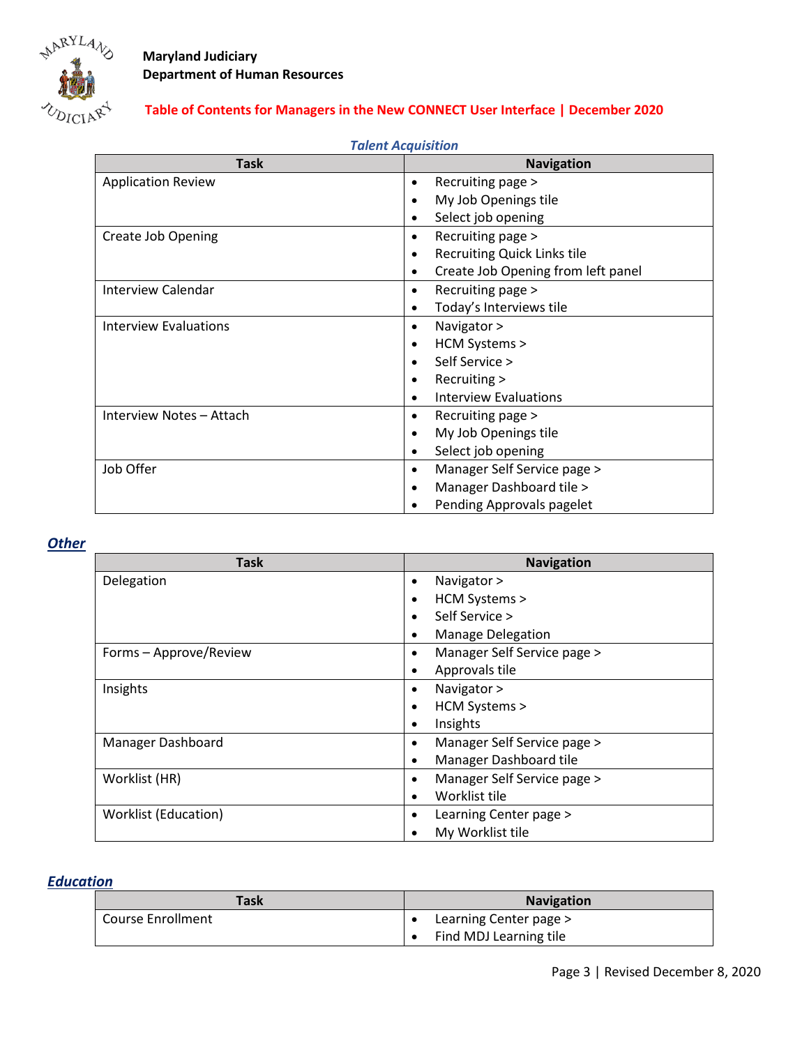**Maryland Judiciary**
**Department of Human Resources**

**Table of Contents for Managers in the New CONNECT User Interface | December 2020**

***Talent Acquisition***

| Task | Navigation |
|---|---|
| Application Review | • Recruiting page > <br>• My Job Openings tile <br>• Select job opening |
| Create Job Opening | • Recruiting page > <br>• Recruiting Quick Links tile <br>• Create Job Opening from left panel |
| Interview Calendar | • Recruiting page > <br>• Today's Interviews tile |
| Interview Evaluations | • Navigator > <br>• HCM Systems > <br>• Self Service > <br>• Recruiting > <br>• Interview Evaluations |
| Interview Notes – Attach | • Recruiting page > <br>• My Job Openings tile <br>• Select job opening |
| Job Offer | • Manager Self Service page > <br>• Manager Dashboard tile > <br>• Pending Approvals pagelet |

## ***Other***

| Task | Navigation |
|---|---|
| Delegation | • Navigator > <br>• HCM Systems > <br>• Self Service > <br>• Manage Delegation |
| Forms – Approve/Review | • Manager Self Service page > <br>• Approvals tile |
| Insights | • Navigator > <br>• HCM Systems > <br>• Insights |
| Manager Dashboard | • Manager Self Service page > <br>• Manager Dashboard tile |
| Worklist (HR) | • Manager Self Service page > <br>• Worklist tile |
| Worklist (Education) | • Learning Center page > <br>• My Worklist tile |

## ***Education***

| Task | Navigation |
|---|---|
| Course Enrollment | • Learning Center page > <br>• Find MDJ Learning tile |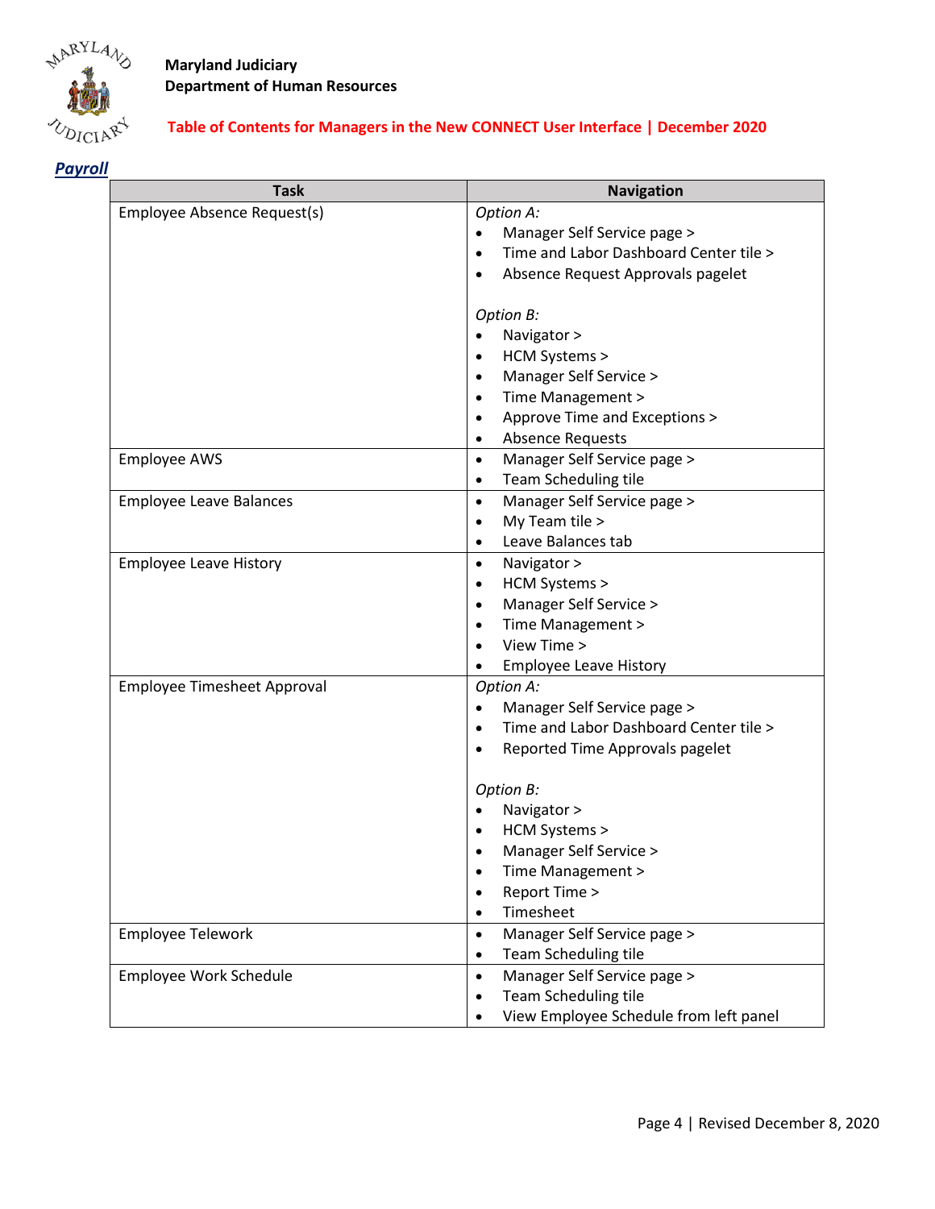**Maryland Judiciary**
**Department of Human Resources**

**Table of Contents for Managers in the New CONNECT User Interface | December 2020**

## *Payroll*

| Task | Navigation |
| --- | --- |
| Employee Absence Request(s) | *Option A:*<br>• Manager Self Service page ><br>• Time and Labor Dashboard Center tile ><br>• Absence Request Approvals pagelet<br><br>*Option B:*<br>• Navigator ><br>• HCM Systems ><br>• Manager Self Service ><br>• Time Management ><br>• Approve Time and Exceptions ><br>• Absence Requests |
| Employee AWS | • Manager Self Service page ><br>• Team Scheduling tile |
| Employee Leave Balances | • Manager Self Service page ><br>• My Team tile ><br>• Leave Balances tab |
| Employee Leave History | • Navigator ><br>• HCM Systems ><br>• Manager Self Service ><br>• Time Management ><br>• View Time ><br>• Employee Leave History |
| Employee Timesheet Approval | *Option A:*<br>• Manager Self Service page ><br>• Time and Labor Dashboard Center tile ><br>• Reported Time Approvals pagelet<br><br>*Option B:*<br>• Navigator ><br>• HCM Systems ><br>• Manager Self Service ><br>• Time Management ><br>• Report Time ><br>• Timesheet |
| Employee Telework | • Manager Self Service page ><br>• Team Scheduling tile |
| Employee Work Schedule | • Manager Self Service page ><br>• Team Scheduling tile<br>• View Employee Schedule from left panel |

Page 4 | Revised December 8, 2020